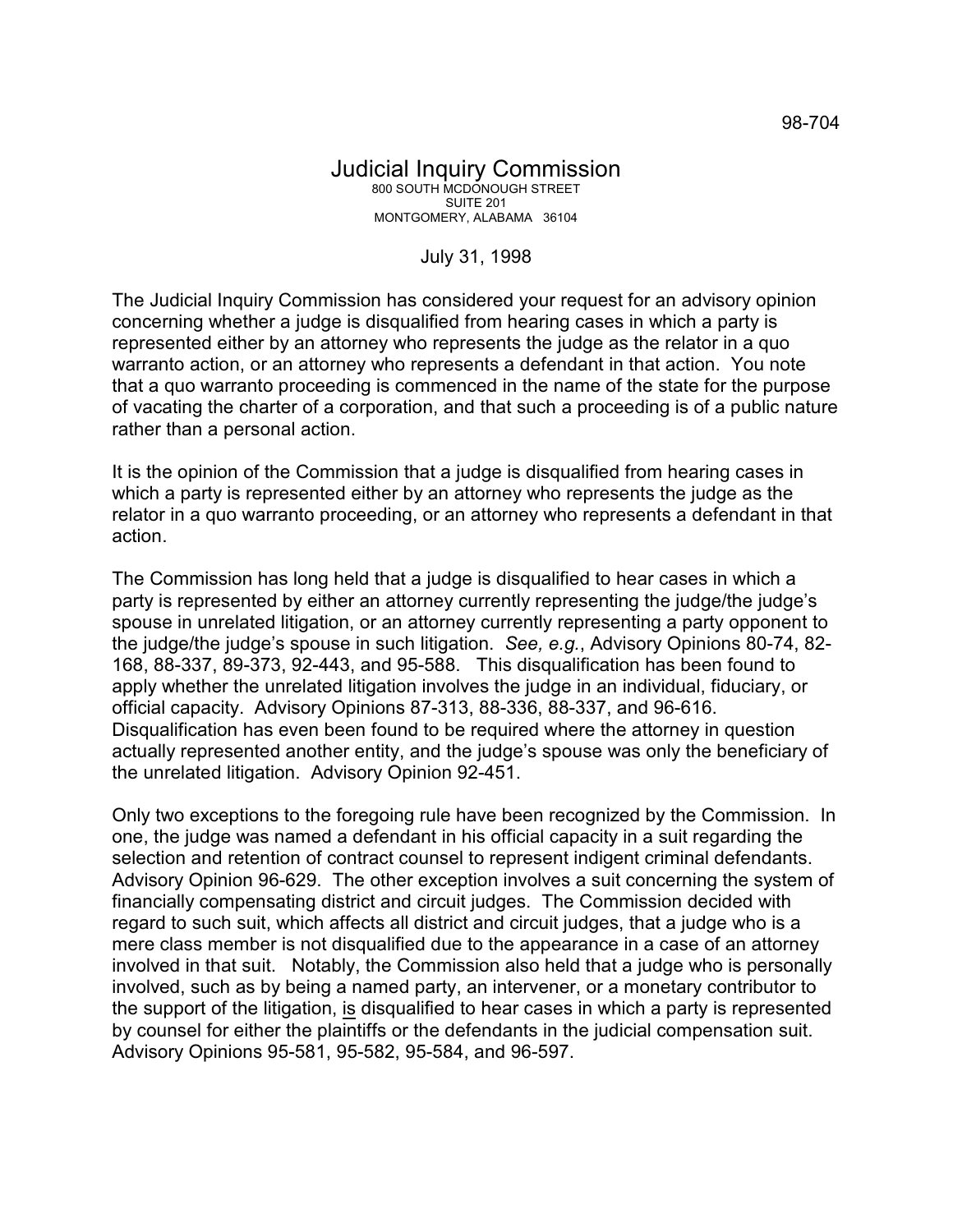98-704

# Judicial Inquiry Commission

800 SOUTH MCDONOUGH STREET
SUITE 201
MONTGOMERY, ALABAMA 36104

July 31, 1998

The Judicial Inquiry Commission has considered your request for an advisory opinion concerning whether a judge is disqualified from hearing cases in which a party is represented either by an attorney who represents the judge as the relator in a quo warranto action, or an attorney who represents a defendant in that action. You note that a quo warranto proceeding is commenced in the name of the state for the purpose of vacating the charter of a corporation, and that such a proceeding is of a public nature rather than a personal action.

It is the opinion of the Commission that a judge is disqualified from hearing cases in which a party is represented either by an attorney who represents the judge as the relator in a quo warranto proceeding, or an attorney who represents a defendant in that action.

The Commission has long held that a judge is disqualified to hear cases in which a party is represented by either an attorney currently representing the judge/the judge's spouse in unrelated litigation, or an attorney currently representing a party opponent to the judge/the judge's spouse in such litigation. *See, e.g.*, Advisory Opinions 80-74, 82-168, 88-337, 89-373, 92-443, and 95-588. This disqualification has been found to apply whether the unrelated litigation involves the judge in an individual, fiduciary, or official capacity. Advisory Opinions 87-313, 88-336, 88-337, and 96-616. Disqualification has even been found to be required where the attorney in question actually represented another entity, and the judge's spouse was only the beneficiary of the unrelated litigation. Advisory Opinion 92-451.

Only two exceptions to the foregoing rule have been recognized by the Commission. In one, the judge was named a defendant in his official capacity in a suit regarding the selection and retention of contract counsel to represent indigent criminal defendants. Advisory Opinion 96-629. The other exception involves a suit concerning the system of financially compensating district and circuit judges. The Commission decided with regard to such suit, which affects all district and circuit judges, that a judge who is a mere class member is not disqualified due to the appearance in a case of an attorney involved in that suit. Notably, the Commission also held that a judge who is personally involved, such as by being a named party, an intervener, or a monetary contributor to the support of the litigation, is disqualified to hear cases in which a party is represented by counsel for either the plaintiffs or the defendants in the judicial compensation suit. Advisory Opinions 95-581, 95-582, 95-584, and 96-597.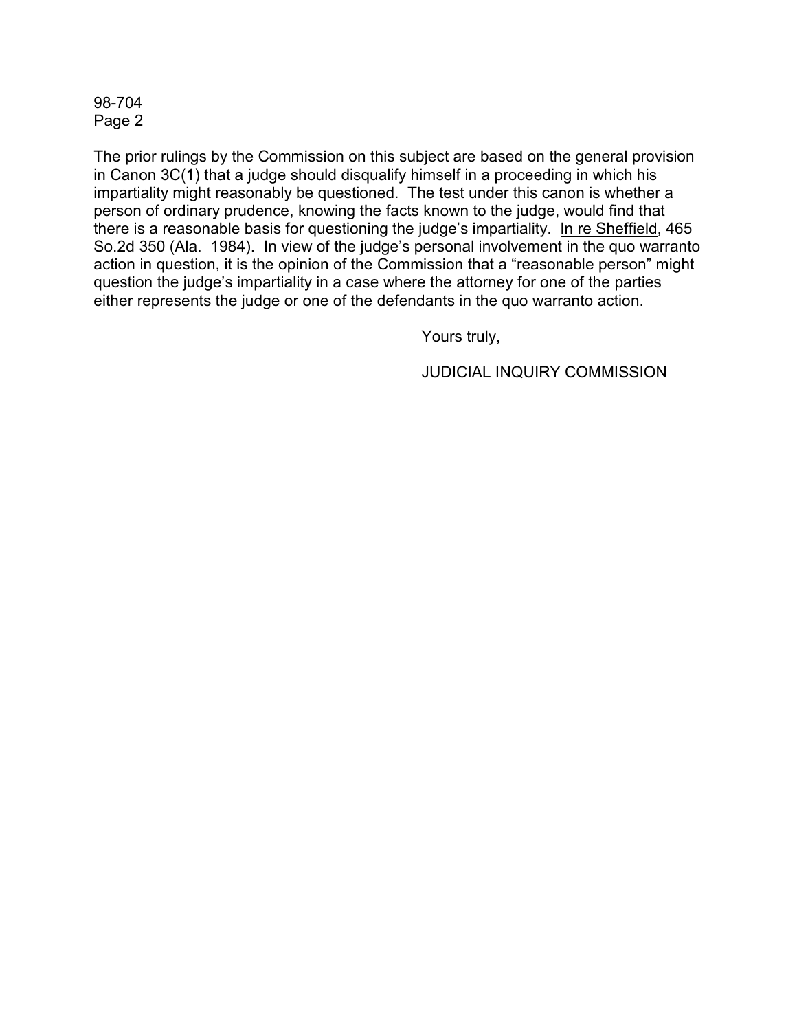The prior rulings by the Commission on this subject are based on the general provision in Canon 3C(1) that a judge should disqualify himself in a proceeding in which his impartiality might reasonably be questioned. The test under this canon is whether a person of ordinary prudence, knowing the facts known to the judge, would find that there is a reasonable basis for questioning the judge's impartiality. In re Sheffield, 465 So.2d 350 (Ala. 1984). In view of the judge's personal involvement in the quo warranto action in question, it is the opinion of the Commission that a "reasonable person" might question the judge's impartiality in a case where the attorney for one of the parties either represents the judge or one of the defendants in the quo warranto action.

Yours truly,

JUDICIAL INQUIRY COMMISSION